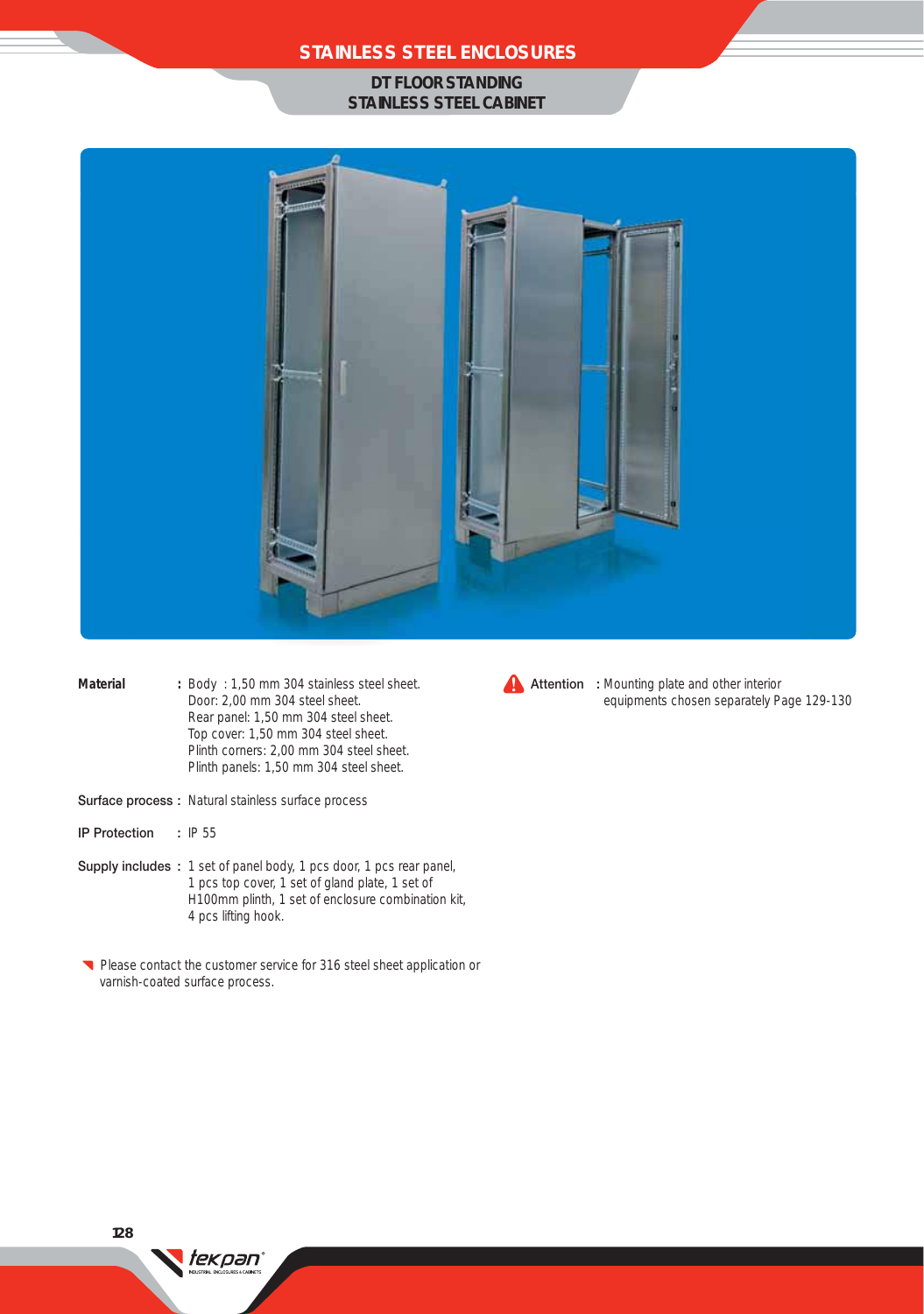# STAINLESS STEEL ENCLOSURES

## DT FLOOR STANDING STAINLESS STEEL CABINET

**Material** : Body : 1,50 mm 304 stainless steel sheet.
Door: 2,00 mm 304 steel sheet.
Rear panel: 1,50 mm 304 steel sheet.
Top cover: 1,50 mm 304 steel sheet.
Plinth corners: 2,00 mm 304 steel sheet.
Plinth panels: 1,50 mm 304 steel sheet.

**Surface process** : Natural stainless surface process

**IP Protection** : IP 55

**Supply includes** : 1 set of panel body, 1 pcs door, 1 pcs rear panel, 1 pcs top cover, 1 set of gland plate, 1 set of H100mm plinth, 1 set of enclosure combination kit, 4 pcs lifting hook.

- Please contact the customer service for 316 steel sheet application or varnish-coated surface process.

**Attention** : Mounting plate and other interior equipments chosen separately Page 129-130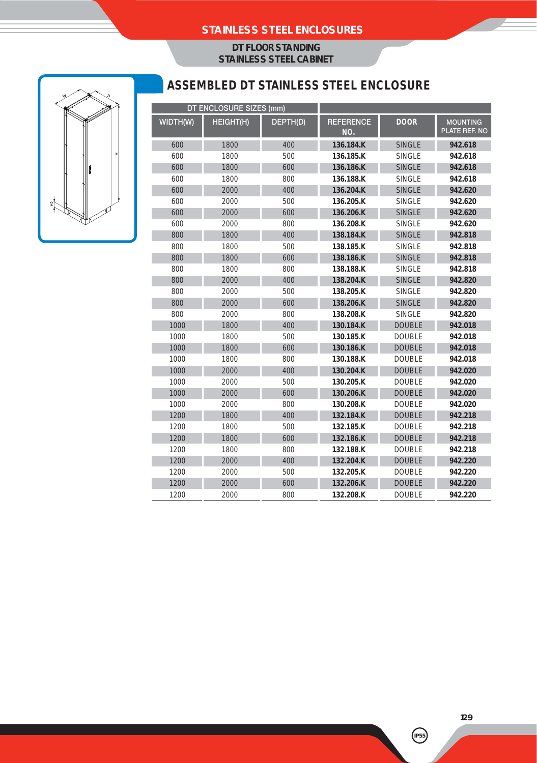# STAINLESS STEEL ENCLOSURES

## DT FLOOR STANDING STAINLESS STEEL CABINET

## ASSEMBLED DT STAINLESS STEEL ENCLOSURE

| DT ENCLOSURE SIZES (mm) | | | | | |
|---|---|---|---|---|---|
| WIDTH(W) | HEIGHT(H) | DEPTH(D) | REFERENCE NO. | DOOR | MOUNTING PLATE REF. NO |
| 600 | 1800 | 400 | **136.184.K** | SINGLE | **942.618** |
| 600 | 1800 | 500 | **136.185.K** | SINGLE | **942.618** |
| 600 | 1800 | 600 | **136.186.K** | SINGLE | **942.618** |
| 600 | 1800 | 800 | **136.188.K** | SINGLE | **942.618** |
| 600 | 2000 | 400 | **136.204.K** | SINGLE | **942.620** |
| 600 | 2000 | 500 | **136.205.K** | SINGLE | **942.620** |
| 600 | 2000 | 600 | **136.206.K** | SINGLE | **942.620** |
| 600 | 2000 | 800 | **136.208.K** | SINGLE | **942.620** |
| 800 | 1800 | 400 | **138.184.K** | SINGLE | **942.818** |
| 800 | 1800 | 500 | **138.185.K** | SINGLE | **942.818** |
| 800 | 1800 | 600 | **138.186.K** | SINGLE | **942.818** |
| 800 | 1800 | 800 | **138.188.K** | SINGLE | **942.818** |
| 800 | 2000 | 400 | **138.204.K** | SINGLE | **942.820** |
| 800 | 2000 | 500 | **138.205.K** | SINGLE | **942.820** |
| 800 | 2000 | 600 | **138.206.K** | SINGLE | **942.820** |
| 800 | 2000 | 800 | **138.208.K** | SINGLE | **942.820** |
| 1000 | 1800 | 400 | **130.184.K** | DOUBLE | **942.018** |
| 1000 | 1800 | 500 | **130.185.K** | DOUBLE | **942.018** |
| 1000 | 1800 | 600 | **130.186.K** | DOUBLE | **942.018** |
| 1000 | 1800 | 800 | **130.188.K** | DOUBLE | **942.018** |
| 1000 | 2000 | 400 | **130.204.K** | DOUBLE | **942.020** |
| 1000 | 2000 | 500 | **130.205.K** | DOUBLE | **942.020** |
| 1000 | 2000 | 600 | **130.206.K** | DOUBLE | **942.020** |
| 1000 | 2000 | 800 | **130.208.K** | DOUBLE | **942.020** |
| 1200 | 1800 | 400 | **132.184.K** | DOUBLE | **942.218** |
| 1200 | 1800 | 500 | **132.185.K** | DOUBLE | **942.218** |
| 1200 | 1800 | 600 | **132.186.K** | DOUBLE | **942.218** |
| 1200 | 1800 | 800 | **132.188.K** | DOUBLE | **942.218** |
| 1200 | 2000 | 400 | **132.204.K** | DOUBLE | **942.220** |
| 1200 | 2000 | 500 | **132.205.K** | DOUBLE | **942.220** |
| 1200 | 2000 | 600 | **132.206.K** | DOUBLE | **942.220** |
| 1200 | 2000 | 800 | **132.208.K** | DOUBLE | **942.220** |

IP55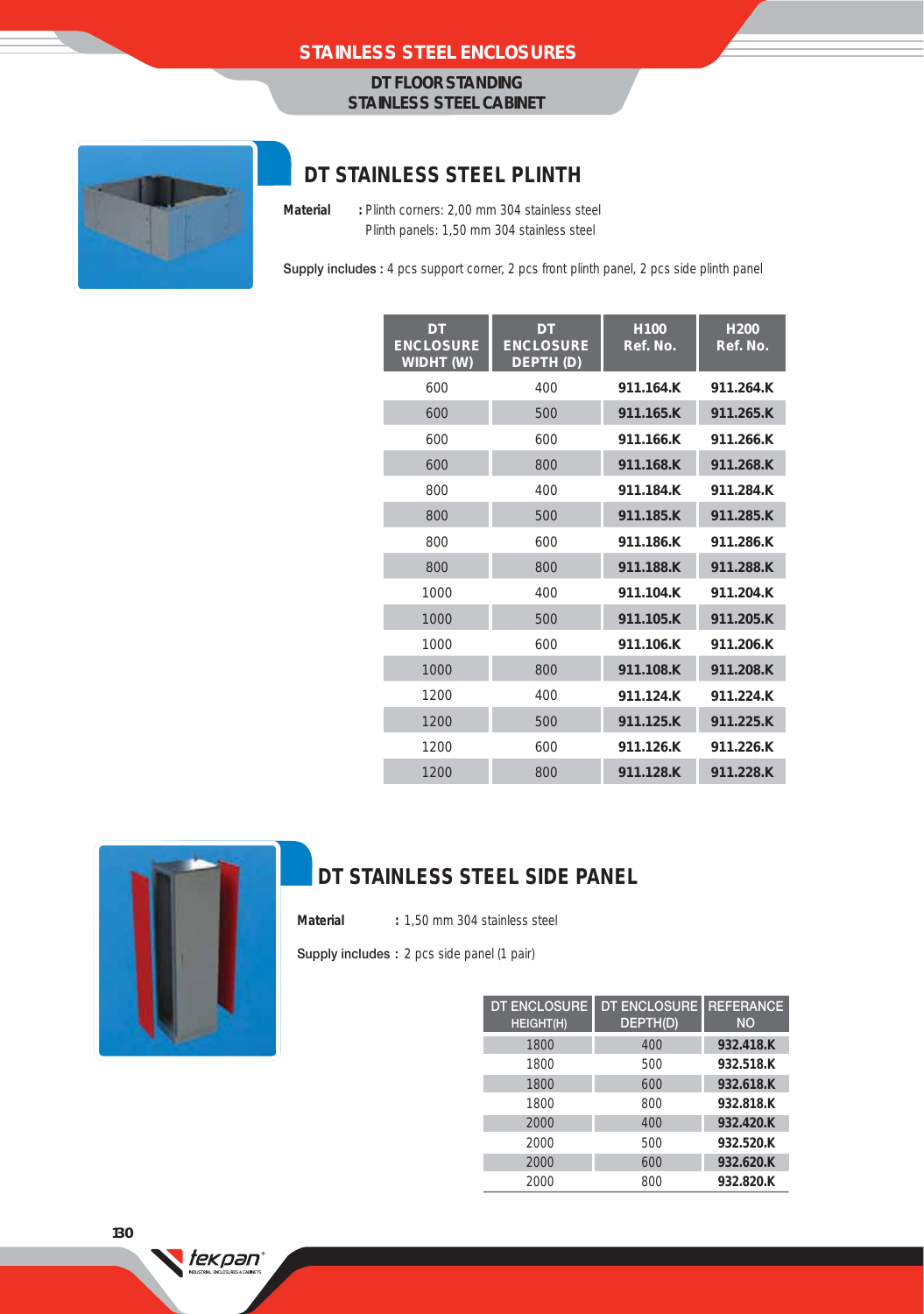# STAINLESS STEEL ENCLOSURES

**DT FLOOR STANDING STAINLESS STEEL CABINET**

## DT STAINLESS STEEL PLINTH

**Material** : Plinth corners: 2,00 mm 304 stainless steel
Plinth panels: 1,50 mm 304 stainless steel

**Supply includes :** 4 pcs support corner, 2 pcs front plinth panel, 2 pcs side plinth panel

| DT ENCLOSURE WIDHT (W) | DT ENCLOSURE DEPTH (D) | H100 Ref. No. | H200 Ref. No. |
|---|---|---|---|
| 600 | 400 | **911.164.K** | **911.264.K** |
| 600 | 500 | **911.165.K** | **911.265.K** |
| 600 | 600 | **911.166.K** | **911.266.K** |
| 600 | 800 | **911.168.K** | **911.268.K** |
| 800 | 400 | **911.184.K** | **911.284.K** |
| 800 | 500 | **911.185.K** | **911.285.K** |
| 800 | 600 | **911.186.K** | **911.286.K** |
| 800 | 800 | **911.188.K** | **911.288.K** |
| 1000 | 400 | **911.104.K** | **911.204.K** |
| 1000 | 500 | **911.105.K** | **911.205.K** |
| 1000 | 600 | **911.106.K** | **911.206.K** |
| 1000 | 800 | **911.108.K** | **911.208.K** |
| 1200 | 400 | **911.124.K** | **911.224.K** |
| 1200 | 500 | **911.125.K** | **911.225.K** |
| 1200 | 600 | **911.126.K** | **911.226.K** |
| 1200 | 800 | **911.128.K** | **911.228.K** |

## DT STAINLESS STEEL SIDE PANEL

**Material** : 1,50 mm 304 stainless steel

**Supply includes :** 2 pcs side panel (1 pair)

| DT ENCLOSURE HEIGHT(H) | DT ENCLOSURE DEPTH(D) | REFERANCE NO |
|---|---|---|
| 1800 | 400 | **932.418.K** |
| 1800 | 500 | **932.518.K** |
| 1800 | 600 | **932.618.K** |
| 1800 | 800 | **932.818.K** |
| 2000 | 400 | **932.420.K** |
| 2000 | 500 | **932.520.K** |
| 2000 | 600 | **932.620.K** |
| 2000 | 800 | **932.820.K** |